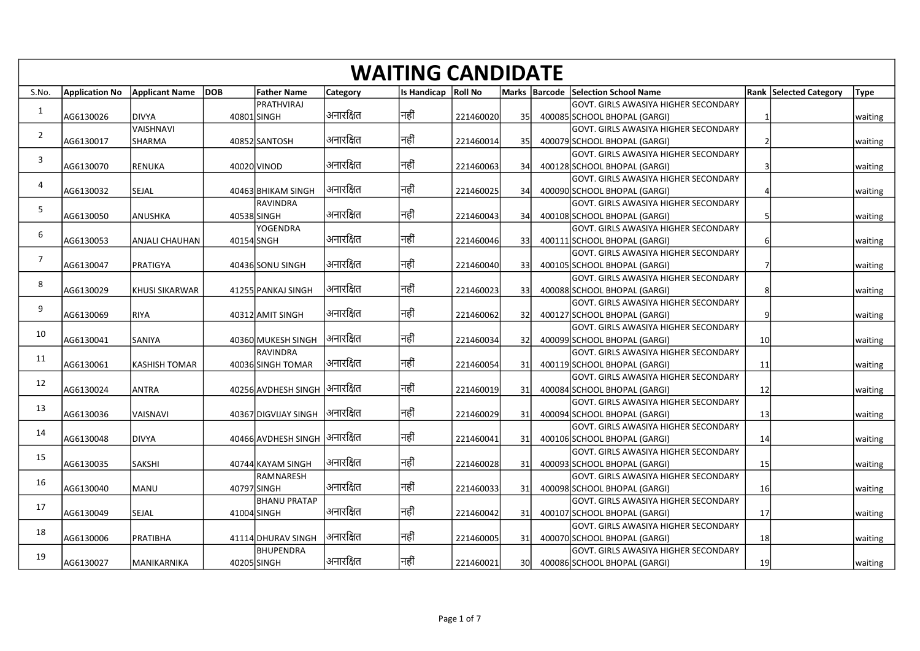# WAITING CANDIDATE

| S.No. | Application No | Applicant Name | DOB | Father Name | Category | Is Handicap | Roll No | Marks | Barcode | Selection School Name | Rank | Selected Category | Type |
|---|---|---|---|---|---|---|---|---|---|---|---|---|---|
| 1 | AG6130026 | DIVYA | 40801 | PRATHVIRAJ SINGH | अनारक्षित | नहीं | 221460020 | 35 | 400085 | GOVT. GIRLS AWASIYA HIGHER SECONDARY SCHOOL BHOPAL (GARGI) | 1 | | waiting |
| 2 | AG6130017 | VAISHNAVI SHARMA | 40852 | SANTOSH | अनारक्षित | नहीं | 221460014 | 35 | 400079 | GOVT. GIRLS AWASIYA HIGHER SECONDARY SCHOOL BHOPAL (GARGI) | 2 | | waiting |
| 3 | AG6130070 | RENUKA | 40020 | VINOD | अनारक्षित | नहीं | 221460063 | 34 | 400128 | GOVT. GIRLS AWASIYA HIGHER SECONDARY SCHOOL BHOPAL (GARGI) | 3 | | waiting |
| 4 | AG6130032 | SEJAL | 40463 | BHIKAM SINGH | अनारक्षित | नहीं | 221460025 | 34 | 400090 | GOVT. GIRLS AWASIYA HIGHER SECONDARY SCHOOL BHOPAL (GARGI) | 4 | | waiting |
| 5 | AG6130050 | ANUSHKA | 40538 | RAVINDRA SINGH | अनारक्षित | नहीं | 221460043 | 34 | 400108 | GOVT. GIRLS AWASIYA HIGHER SECONDARY SCHOOL BHOPAL (GARGI) | 5 | | waiting |
| 6 | AG6130053 | ANJALI CHAUHAN | 40154 | YOGENDRA SNGH | अनारक्षित | नहीं | 221460046 | 33 | 400111 | GOVT. GIRLS AWASIYA HIGHER SECONDARY SCHOOL BHOPAL (GARGI) | 6 | | waiting |
| 7 | AG6130047 | PRATIGYA | 40436 | SONU SINGH | अनारक्षित | नहीं | 221460040 | 33 | 400105 | GOVT. GIRLS AWASIYA HIGHER SECONDARY SCHOOL BHOPAL (GARGI) | 7 | | waiting |
| 8 | AG6130029 | KHUSI SIKARWAR | 41255 | PANKAJ SINGH | अनारक्षित | नहीं | 221460023 | 33 | 400088 | GOVT. GIRLS AWASIYA HIGHER SECONDARY SCHOOL BHOPAL (GARGI) | 8 | | waiting |
| 9 | AG6130069 | RIYA | 40312 | AMIT SINGH | अनारक्षित | नहीं | 221460062 | 32 | 400127 | GOVT. GIRLS AWASIYA HIGHER SECONDARY SCHOOL BHOPAL (GARGI) | 9 | | waiting |
| 10 | AG6130041 | SANIYA | 40360 | MUKESH SINGH | अनारक्षित | नहीं | 221460034 | 32 | 400099 | GOVT. GIRLS AWASIYA HIGHER SECONDARY SCHOOL BHOPAL (GARGI) | 10 | | waiting |
| 11 | AG6130061 | KASHISH TOMAR | 40036 | RAVINDRA SINGH TOMAR | अनारक्षित | नहीं | 221460054 | 31 | 400119 | GOVT. GIRLS AWASIYA HIGHER SECONDARY SCHOOL BHOPAL (GARGI) | 11 | | waiting |
| 12 | AG6130024 | ANTRA | 40256 | AVDHESH SINGH | अनारक्षित | नहीं | 221460019 | 31 | 400084 | GOVT. GIRLS AWASIYA HIGHER SECONDARY SCHOOL BHOPAL (GARGI) | 12 | | waiting |
| 13 | AG6130036 | VAISNAVI | 40367 | DIGVIJAY SINGH | अनारक्षित | नहीं | 221460029 | 31 | 400094 | GOVT. GIRLS AWASIYA HIGHER SECONDARY SCHOOL BHOPAL (GARGI) | 13 | | waiting |
| 14 | AG6130048 | DIVYA | 40466 | AVDHESH SINGH | अनारक्षित | नहीं | 221460041 | 31 | 400106 | GOVT. GIRLS AWASIYA HIGHER SECONDARY SCHOOL BHOPAL (GARGI) | 14 | | waiting |
| 15 | AG6130035 | SAKSHI | 40744 | KAYAM SINGH | अनारक्षित | नहीं | 221460028 | 31 | 400093 | GOVT. GIRLS AWASIYA HIGHER SECONDARY SCHOOL BHOPAL (GARGI) | 15 | | waiting |
| 16 | AG6130040 | MANU | 40797 | RAMNARESH SINGH | अनारक्षित | नहीं | 221460033 | 31 | 400098 | GOVT. GIRLS AWASIYA HIGHER SECONDARY SCHOOL BHOPAL (GARGI) | 16 | | waiting |
| 17 | AG6130049 | SEJAL | 41004 | BHANU PRATAP SINGH | अनारक्षित | नहीं | 221460042 | 31 | 400107 | GOVT. GIRLS AWASIYA HIGHER SECONDARY SCHOOL BHOPAL (GARGI) | 17 | | waiting |
| 18 | AG6130006 | PRATIBHA | 41114 | DHURAV SINGH | अनारक्षित | नहीं | 221460005 | 31 | 400070 | GOVT. GIRLS AWASIYA HIGHER SECONDARY SCHOOL BHOPAL (GARGI) | 18 | | waiting |
| 19 | AG6130027 | MANIKARNIKA | 40205 | BHUPENDRA SINGH | अनारक्षित | नहीं | 221460021 | 30 | 400086 | GOVT. GIRLS AWASIYA HIGHER SECONDARY SCHOOL BHOPAL (GARGI) | 19 | | waiting |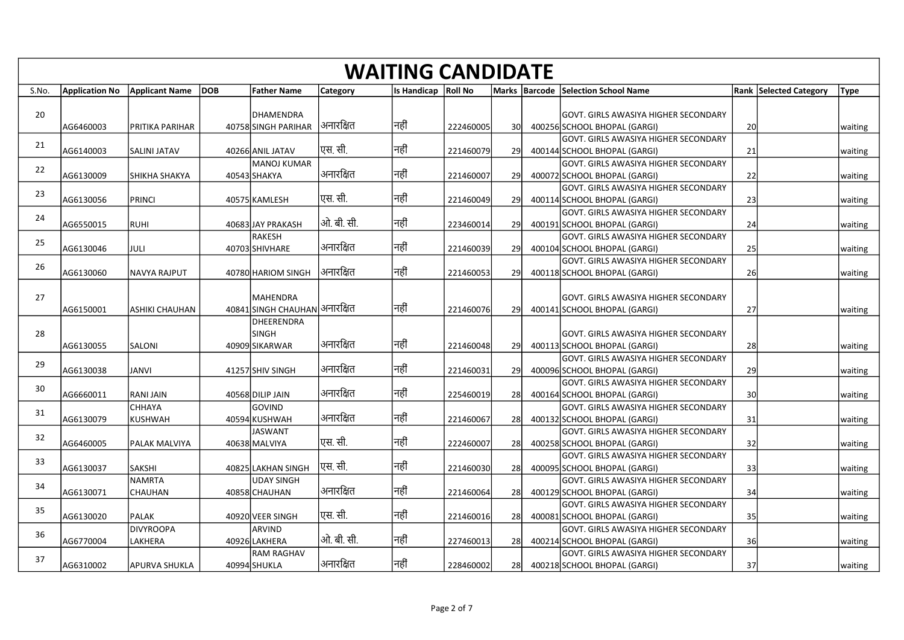# WAITING CANDIDATE

| S.No. | Application No | Applicant Name | DOB | Father Name | Category | Is Handicap | Roll No | Marks | Barcode | Selection School Name | Rank | Selected Category | Type |
|---|---|---|---|---|---|---|---|---|---|---|---|---|---|
| 20 | AG6460003 | PRITIKA PARIHAR | 40758 | DHAMENDRA SINGH PARIHAR | अनारक्षित | नहीं | 222460005 | 30 | 400256 | GOVT. GIRLS AWASIYA HIGHER SECONDARY SCHOOL BHOPAL (GARGI) | 20 | | waiting |
| 21 | AG6140003 | SALINI JATAV | 40266 | ANIL JATAV | एस. सी. | नहीं | 221460079 | 29 | 400144 | GOVT. GIRLS AWASIYA HIGHER SECONDARY SCHOOL BHOPAL (GARGI) | 21 | | waiting |
| 22 | AG6130009 | SHIKHA SHAKYA | 40543 | MANOJ KUMAR SHAKYA | अनारक्षित | नहीं | 221460007 | 29 | 400072 | GOVT. GIRLS AWASIYA HIGHER SECONDARY SCHOOL BHOPAL (GARGI) | 22 | | waiting |
| 23 | AG6130056 | PRINCI | 40575 | KAMLESH | एस. सी. | नहीं | 221460049 | 29 | 400114 | GOVT. GIRLS AWASIYA HIGHER SECONDARY SCHOOL BHOPAL (GARGI) | 23 | | waiting |
| 24 | AG6550015 | RUHI | 40683 | JAY PRAKASH | ओ. बी. सी. | नहीं | 223460014 | 29 | 400191 | GOVT. GIRLS AWASIYA HIGHER SECONDARY SCHOOL BHOPAL (GARGI) | 24 | | waiting |
| 25 | AG6130046 | JULI | 40703 | RAKESH SHIVHARE | अनारक्षित | नहीं | 221460039 | 29 | 400104 | GOVT. GIRLS AWASIYA HIGHER SECONDARY SCHOOL BHOPAL (GARGI) | 25 | | waiting |
| 26 | AG6130060 | NAVYA RAJPUT | 40780 | HARIOM SINGH | अनारक्षित | नहीं | 221460053 | 29 | 400118 | GOVT. GIRLS AWASIYA HIGHER SECONDARY SCHOOL BHOPAL (GARGI) | 26 | | waiting |
| 27 | AG6150001 | ASHIKI CHAUHAN | 40841 | MAHENDRA SINGH CHAUHAN | अनारक्षित | नहीं | 221460076 | 29 | 400141 | GOVT. GIRLS AWASIYA HIGHER SECONDARY SCHOOL BHOPAL (GARGI) | 27 | | waiting |
| 28 | AG6130055 | SALONI | 40909 | DHEERENDRA SINGH SIKARWAR | अनारक्षित | नहीं | 221460048 | 29 | 400113 | GOVT. GIRLS AWASIYA HIGHER SECONDARY SCHOOL BHOPAL (GARGI) | 28 | | waiting |
| 29 | AG6130038 | JANVI | 41257 | SHIV SINGH | अनारक्षित | नहीं | 221460031 | 29 | 400096 | GOVT. GIRLS AWASIYA HIGHER SECONDARY SCHOOL BHOPAL (GARGI) | 29 | | waiting |
| 30 | AG6660011 | RANI JAIN | 40568 | DILIP JAIN | अनारक्षित | नहीं | 225460019 | 28 | 400164 | GOVT. GIRLS AWASIYA HIGHER SECONDARY SCHOOL BHOPAL (GARGI) | 30 | | waiting |
| 31 | AG6130079 | CHHAYA KUSHWAH | 40594 | GOVIND KUSHWAH | अनारक्षित | नहीं | 221460067 | 28 | 400132 | GOVT. GIRLS AWASIYA HIGHER SECONDARY SCHOOL BHOPAL (GARGI) | 31 | | waiting |
| 32 | AG6460005 | PALAK MALVIYA | 40638 | JASWANT MALVIYA | एस. सी. | नहीं | 222460007 | 28 | 400258 | GOVT. GIRLS AWASIYA HIGHER SECONDARY SCHOOL BHOPAL (GARGI) | 32 | | waiting |
| 33 | AG6130037 | SAKSHI | 40825 | LAKHAN SINGH | एस. सी. | नहीं | 221460030 | 28 | 400095 | GOVT. GIRLS AWASIYA HIGHER SECONDARY SCHOOL BHOPAL (GARGI) | 33 | | waiting |
| 34 | AG6130071 | NAMRTA CHAUHAN | 40858 | UDAY SINGH CHAUHAN | अनारक्षित | नहीं | 221460064 | 28 | 400129 | GOVT. GIRLS AWASIYA HIGHER SECONDARY SCHOOL BHOPAL (GARGI) | 34 | | waiting |
| 35 | AG6130020 | PALAK | 40920 | VEER SINGH | एस. सी. | नहीं | 221460016 | 28 | 400081 | GOVT. GIRLS AWASIYA HIGHER SECONDARY SCHOOL BHOPAL (GARGI) | 35 | | waiting |
| 36 | AG6770004 | DIVYROOPA LAKHERA | 40926 | ARVIND LAKHERA | ओ. बी. सी. | नहीं | 227460013 | 28 | 400214 | GOVT. GIRLS AWASIYA HIGHER SECONDARY SCHOOL BHOPAL (GARGI) | 36 | | waiting |
| 37 | AG6310002 | APURVA SHUKLA | 40994 | RAM RAGHAV SHUKLA | अनारक्षित | नहीं | 228460002 | 28 | 400218 | GOVT. GIRLS AWASIYA HIGHER SECONDARY SCHOOL BHOPAL (GARGI) | 37 | | waiting |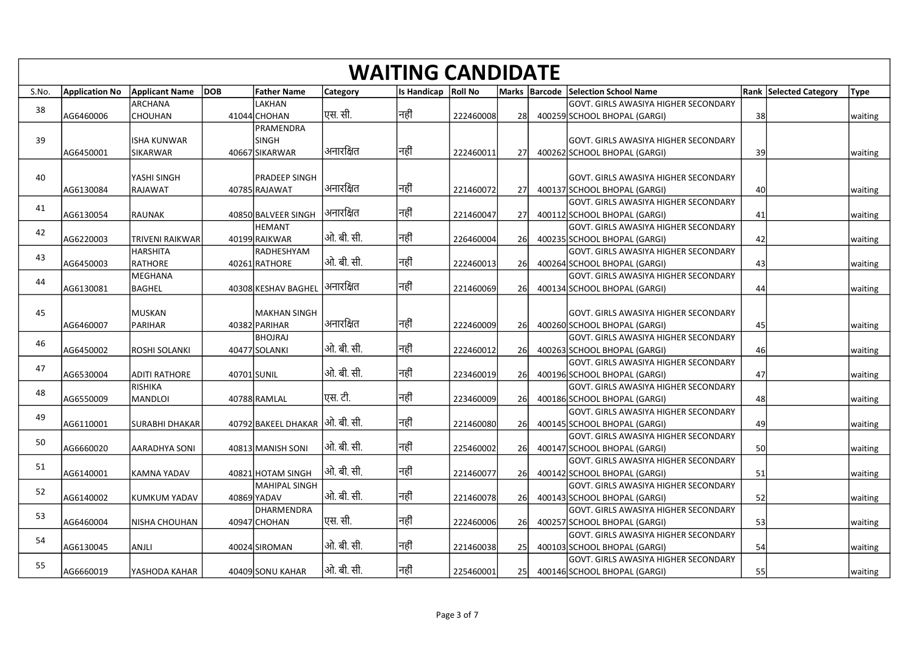# WAITING CANDIDATE

| S.No. | Application No | Applicant Name | DOB | Father Name | Category | Is Handicap | Roll No | Marks | Barcode | Selection School Name | Rank | Selected Category | Type |
|---|---|---|---|---|---|---|---|---|---|---|---|---|---|
| 38 | AG6460006 | ARCHANA CHOUHAN | 41044 | LAKHAN CHOHAN | एस. सी. | नहीं | 222460008 | 28 | 400259 | GOVT. GIRLS AWASIYA HIGHER SECONDARY SCHOOL BHOPAL (GARGI) | 38 | | waiting |
| 39 | AG6450001 | ISHA KUNWAR SIKARWAR | 40667 | PRAMENDRA SINGH SIKARWAR | अनारक्षित | नहीं | 222460011 | 27 | 400262 | GOVT. GIRLS AWASIYA HIGHER SECONDARY SCHOOL BHOPAL (GARGI) | 39 | | waiting |
| 40 | AG6130084 | YASHI SINGH RAJAWAT | 40785 | PRADEEP SINGH RAJAWAT | अनारक्षित | नहीं | 221460072 | 27 | 400137 | GOVT. GIRLS AWASIYA HIGHER SECONDARY SCHOOL BHOPAL (GARGI) | 40 | | waiting |
| 41 | AG6130054 | RAUNAK | 40850 | BALVEER SINGH | अनारक्षित | नहीं | 221460047 | 27 | 400112 | GOVT. GIRLS AWASIYA HIGHER SECONDARY SCHOOL BHOPAL (GARGI) | 41 | | waiting |
| 42 | AG6220003 | TRIVENI RAIKWAR | 40199 | HEMANT RAIKWAR | ओ. बी. सी. | नहीं | 226460004 | 26 | 400235 | GOVT. GIRLS AWASIYA HIGHER SECONDARY SCHOOL BHOPAL (GARGI) | 42 | | waiting |
| 43 | AG6450003 | HARSHITA RATHORE | 40261 | RADHESHYAM RATHORE | ओ. बी. सी. | नहीं | 222460013 | 26 | 400264 | GOVT. GIRLS AWASIYA HIGHER SECONDARY SCHOOL BHOPAL (GARGI) | 43 | | waiting |
| 44 | AG6130081 | MEGHANA BAGHEL | 40308 | KESHAV BAGHEL | अनारक्षित | नहीं | 221460069 | 26 | 400134 | GOVT. GIRLS AWASIYA HIGHER SECONDARY SCHOOL BHOPAL (GARGI) | 44 | | waiting |
| 45 | AG6460007 | MUSKAN PARIHAR | 40382 | MAKHAN SINGH PARIHAR | अनारक्षित | नहीं | 222460009 | 26 | 400260 | GOVT. GIRLS AWASIYA HIGHER SECONDARY SCHOOL BHOPAL (GARGI) | 45 | | waiting |
| 46 | AG6450002 | ROSHI SOLANKI | 40477 | BHOJRAJ SOLANKI | ओ. बी. सी. | नहीं | 222460012 | 26 | 400263 | GOVT. GIRLS AWASIYA HIGHER SECONDARY SCHOOL BHOPAL (GARGI) | 46 | | waiting |
| 47 | AG6530004 | ADITI RATHORE | 40701 | SUNIL | ओ. बी. सी. | नहीं | 223460019 | 26 | 400196 | GOVT. GIRLS AWASIYA HIGHER SECONDARY SCHOOL BHOPAL (GARGI) | 47 | | waiting |
| 48 | AG6550009 | RISHIKA MANDLOI | 40788 | RAMLAL | एस. टी. | नहीं | 223460009 | 26 | 400186 | GOVT. GIRLS AWASIYA HIGHER SECONDARY SCHOOL BHOPAL (GARGI) | 48 | | waiting |
| 49 | AG6110001 | SURABHI DHAKAR | 40792 | BAKEEL DHAKAR | ओ. बी. सी. | नहीं | 221460080 | 26 | 400145 | GOVT. GIRLS AWASIYA HIGHER SECONDARY SCHOOL BHOPAL (GARGI) | 49 | | waiting |
| 50 | AG6660020 | AARADHYA SONI | 40813 | MANISH SONI | ओ. बी. सी. | नहीं | 225460002 | 26 | 400147 | GOVT. GIRLS AWASIYA HIGHER SECONDARY SCHOOL BHOPAL (GARGI) | 50 | | waiting |
| 51 | AG6140001 | KAMNA YADAV | 40821 | HOTAM SINGH | ओ. बी. सी. | नहीं | 221460077 | 26 | 400142 | GOVT. GIRLS AWASIYA HIGHER SECONDARY SCHOOL BHOPAL (GARGI) | 51 | | waiting |
| 52 | AG6140002 | KUMKUM YADAV | 40869 | MAHIPAL SINGH YADAV | ओ. बी. सी. | नहीं | 221460078 | 26 | 400143 | GOVT. GIRLS AWASIYA HIGHER SECONDARY SCHOOL BHOPAL (GARGI) | 52 | | waiting |
| 53 | AG6460004 | NISHA CHOUHAN | 40947 | DHARMENDRA CHOHAN | एस. सी. | नहीं | 222460006 | 26 | 400257 | GOVT. GIRLS AWASIYA HIGHER SECONDARY SCHOOL BHOPAL (GARGI) | 53 | | waiting |
| 54 | AG6130045 | ANJLI | 40024 | SIROMAN | ओ. बी. सी. | नहीं | 221460038 | 25 | 400103 | GOVT. GIRLS AWASIYA HIGHER SECONDARY SCHOOL BHOPAL (GARGI) | 54 | | waiting |
| 55 | AG6660019 | YASHODA KAHAR | 40409 | SONU KAHAR | ओ. बी. सी. | नहीं | 225460001 | 25 | 400146 | GOVT. GIRLS AWASIYA HIGHER SECONDARY SCHOOL BHOPAL (GARGI) | 55 | | waiting |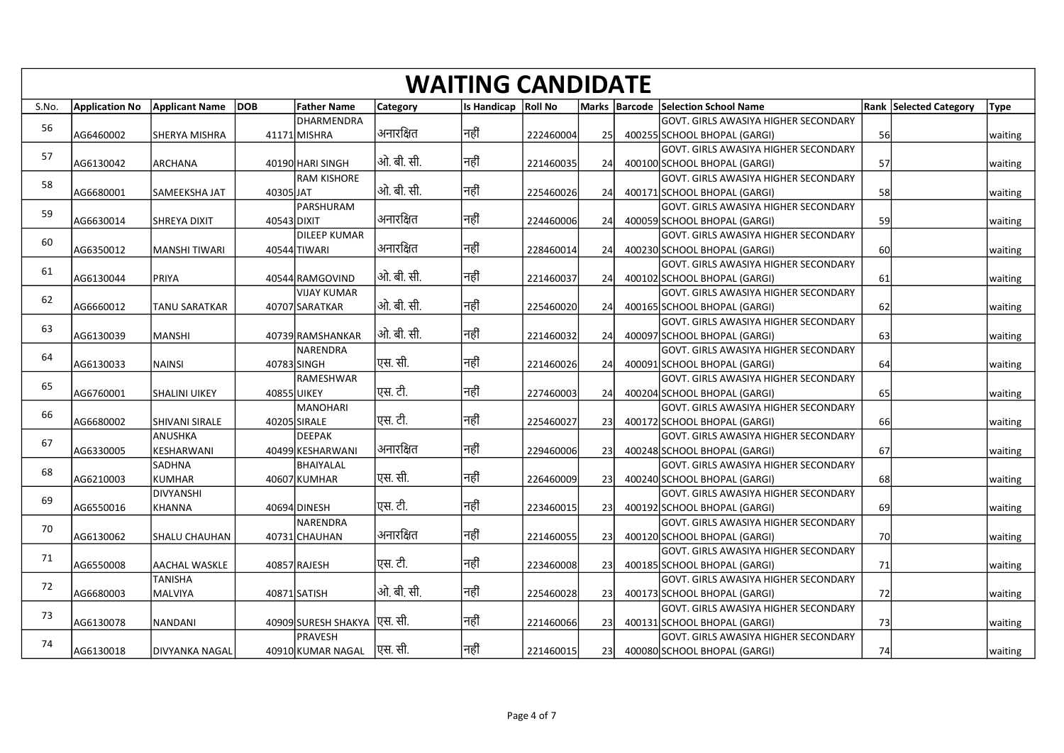# WAITING CANDIDATE

| S.No. | Application No | Applicant Name | DOB | Father Name | Category | Is Handicap | Roll No | Marks | Barcode | Selection School Name | Rank | Selected Category | Type |
|---|---|---|---|---|---|---|---|---|---|---|---|---|---|
| 56 | AG6460002 | SHERYA MISHRA | 41171 | DHARMENDRA MISHRA | अनारक्षित | नहीं | 222460004 | 25 | 400255 | GOVT. GIRLS AWASIYA HIGHER SECONDARY SCHOOL BHOPAL (GARGI) | 56 | | waiting |
| 57 | AG6130042 | ARCHANA | 40190 | HARI SINGH | ओ. बी. सी. | नहीं | 221460035 | 24 | 400100 | GOVT. GIRLS AWASIYA HIGHER SECONDARY SCHOOL BHOPAL (GARGI) | 57 | | waiting |
| 58 | AG6680001 | SAMEEKSHA JAT | 40305 | RAM KISHORE JAT | ओ. बी. सी. | नहीं | 225460026 | 24 | 400171 | GOVT. GIRLS AWASIYA HIGHER SECONDARY SCHOOL BHOPAL (GARGI) | 58 | | waiting |
| 59 | AG6630014 | SHREYA DIXIT | 40543 | PARSHURAM DIXIT | अनारक्षित | नहीं | 224460006 | 24 | 400059 | GOVT. GIRLS AWASIYA HIGHER SECONDARY SCHOOL BHOPAL (GARGI) | 59 | | waiting |
| 60 | AG6350012 | MANSHI TIWARI | 40544 | DILEEP KUMAR TIWARI | अनारक्षित | नहीं | 228460014 | 24 | 400230 | GOVT. GIRLS AWASIYA HIGHER SECONDARY SCHOOL BHOPAL (GARGI) | 60 | | waiting |
| 61 | AG6130044 | PRIYA | 40544 | RAMGOVIND | ओ. बी. सी. | नहीं | 221460037 | 24 | 400102 | GOVT. GIRLS AWASIYA HIGHER SECONDARY SCHOOL BHOPAL (GARGI) | 61 | | waiting |
| 62 | AG6660012 | TANU SARATKAR | 40707 | VIJAY KUMAR SARATKAR | ओ. बी. सी. | नहीं | 225460020 | 24 | 400165 | GOVT. GIRLS AWASIYA HIGHER SECONDARY SCHOOL BHOPAL (GARGI) | 62 | | waiting |
| 63 | AG6130039 | MANSHI | 40739 | RAMSHANKAR | ओ. बी. सी. | नहीं | 221460032 | 24 | 400097 | GOVT. GIRLS AWASIYA HIGHER SECONDARY SCHOOL BHOPAL (GARGI) | 63 | | waiting |
| 64 | AG6130033 | NAINSI | 40783 | NARENDRA SINGH | एस. सी. | नहीं | 221460026 | 24 | 400091 | GOVT. GIRLS AWASIYA HIGHER SECONDARY SCHOOL BHOPAL (GARGI) | 64 | | waiting |
| 65 | AG6760001 | SHALINI UIKEY | 40855 | RAMESHWAR UIKEY | एस. टी. | नहीं | 227460003 | 24 | 400204 | GOVT. GIRLS AWASIYA HIGHER SECONDARY SCHOOL BHOPAL (GARGI) | 65 | | waiting |
| 66 | AG6680002 | SHIVANI SIRALE | 40205 | MANOHARI SIRALE | एस. टी. | नहीं | 225460027 | 23 | 400172 | GOVT. GIRLS AWASIYA HIGHER SECONDARY SCHOOL BHOPAL (GARGI) | 66 | | waiting |
| 67 | AG6330005 | ANUSHKA KESHARWANI | 40499 | DEEPAK KESHARWANI | अनारक्षित | नहीं | 229460006 | 23 | 400248 | GOVT. GIRLS AWASIYA HIGHER SECONDARY SCHOOL BHOPAL (GARGI) | 67 | | waiting |
| 68 | AG6210003 | SADHNA KUMHAR | 40607 | BHAIYALAL KUMHAR | एस. सी. | नहीं | 226460009 | 23 | 400240 | GOVT. GIRLS AWASIYA HIGHER SECONDARY SCHOOL BHOPAL (GARGI) | 68 | | waiting |
| 69 | AG6550016 | DIVYANSHI KHANNA | 40694 | DINESH | एस. टी. | नहीं | 223460015 | 23 | 400192 | GOVT. GIRLS AWASIYA HIGHER SECONDARY SCHOOL BHOPAL (GARGI) | 69 | | waiting |
| 70 | AG6130062 | SHALU CHAUHAN | 40731 | NARENDRA CHAUHAN | अनारक्षित | नहीं | 221460055 | 23 | 400120 | GOVT. GIRLS AWASIYA HIGHER SECONDARY SCHOOL BHOPAL (GARGI) | 70 | | waiting |
| 71 | AG6550008 | AACHAL WASKLE | 40857 | RAJESH | एस. टी. | नहीं | 223460008 | 23 | 400185 | GOVT. GIRLS AWASIYA HIGHER SECONDARY SCHOOL BHOPAL (GARGI) | 71 | | waiting |
| 72 | AG6680003 | TANISHA MALVIYA | 40871 | SATISH | ओ. बी. सी. | नहीं | 225460028 | 23 | 400173 | GOVT. GIRLS AWASIYA HIGHER SECONDARY SCHOOL BHOPAL (GARGI) | 72 | | waiting |
| 73 | AG6130078 | NANDANI | 40909 | SURESH SHAKYA | एस. सी. | नहीं | 221460066 | 23 | 400131 | GOVT. GIRLS AWASIYA HIGHER SECONDARY SCHOOL BHOPAL (GARGI) | 73 | | waiting |
| 74 | AG6130018 | DIVYANKA NAGAL | 40910 | PRAVESH KUMAR NAGAL | एस. सी. | नहीं | 221460015 | 23 | 400080 | GOVT. GIRLS AWASIYA HIGHER SECONDARY SCHOOL BHOPAL (GARGI) | 74 | | waiting |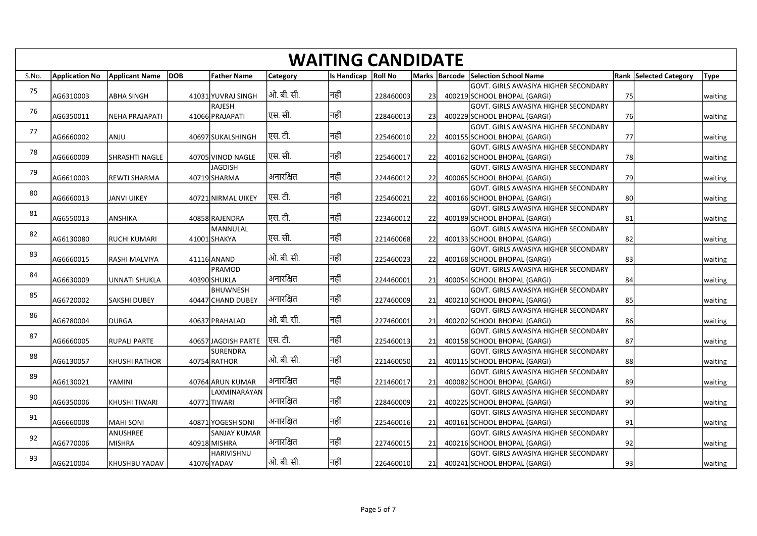# WAITING CANDIDATE

| S.No. | Application No | Applicant Name | DOB | Father Name | Category | Is Handicap | Roll No | Marks | Barcode | Selection School Name | Rank | Selected Category | Type |
|---|---|---|---|---|---|---|---|---|---|---|---|---|---|
| 75 | AG6310003 | ABHA SINGH | 41031 | YUVRAJ SINGH | ओ. बी. सी. | नहीं | 228460003 | 23 | 400219 | GOVT. GIRLS AWASIYA HIGHER SECONDARY SCHOOL BHOPAL (GARGI) | 75 | | waiting |
| 76 | AG6350011 | NEHA PRAJAPATI | 41066 | RAJESH PRAJAPATI | एस. सी. | नहीं | 228460013 | 23 | 400229 | GOVT. GIRLS AWASIYA HIGHER SECONDARY SCHOOL BHOPAL (GARGI) | 76 | | waiting |
| 77 | AG6660002 | ANJU | 40697 | SUKALSHINGH | एस. टी. | नहीं | 225460010 | 22 | 400155 | GOVT. GIRLS AWASIYA HIGHER SECONDARY SCHOOL BHOPAL (GARGI) | 77 | | waiting |
| 78 | AG6660009 | SHRASHTI NAGLE | 40705 | VINOD NAGLE | एस. सी. | नहीं | 225460017 | 22 | 400162 | GOVT. GIRLS AWASIYA HIGHER SECONDARY SCHOOL BHOPAL (GARGI) | 78 | | waiting |
| 79 | AG6610003 | REWTI SHARMA | 40719 | JAGDISH SHARMA | अनारक्षित | नहीं | 224460012 | 22 | 400065 | GOVT. GIRLS AWASIYA HIGHER SECONDARY SCHOOL BHOPAL (GARGI) | 79 | | waiting |
| 80 | AG6660013 | JANVI UIKEY | 40721 | NIRMAL UIKEY | एस. टी. | नहीं | 225460021 | 22 | 400166 | GOVT. GIRLS AWASIYA HIGHER SECONDARY SCHOOL BHOPAL (GARGI) | 80 | | waiting |
| 81 | AG6550013 | ANSHIKA | 40858 | RAJENDRA | एस. टी. | नहीं | 223460012 | 22 | 400189 | GOVT. GIRLS AWASIYA HIGHER SECONDARY SCHOOL BHOPAL (GARGI) | 81 | | waiting |
| 82 | AG6130080 | RUCHI KUMARI | 41001 | MANNULAL SHAKYA | एस. सी. | नहीं | 221460068 | 22 | 400133 | GOVT. GIRLS AWASIYA HIGHER SECONDARY SCHOOL BHOPAL (GARGI) | 82 | | waiting |
| 83 | AG6660015 | RASHI MALVIYA | 41116 | ANAND | ओ. बी. सी. | नहीं | 225460023 | 22 | 400168 | GOVT. GIRLS AWASIYA HIGHER SECONDARY SCHOOL BHOPAL (GARGI) | 83 | | waiting |
| 84 | AG6630009 | UNNATI SHUKLA | 40390 | PRAMOD SHUKLA | अनारक्षित | नहीं | 224460001 | 21 | 400054 | GOVT. GIRLS AWASIYA HIGHER SECONDARY SCHOOL BHOPAL (GARGI) | 84 | | waiting |
| 85 | AG6720002 | SAKSHI DUBEY | 40447 | BHUWNESH CHAND DUBEY | अनारक्षित | नहीं | 227460009 | 21 | 400210 | GOVT. GIRLS AWASIYA HIGHER SECONDARY SCHOOL BHOPAL (GARGI) | 85 | | waiting |
| 86 | AG6780004 | DURGA | 40637 | PRAHALAD | ओ. बी. सी. | नहीं | 227460001 | 21 | 400202 | GOVT. GIRLS AWASIYA HIGHER SECONDARY SCHOOL BHOPAL (GARGI) | 86 | | waiting |
| 87 | AG6660005 | RUPALI PARTE | 40657 | JAGDISH PARTE | एस. टी. | नहीं | 225460013 | 21 | 400158 | GOVT. GIRLS AWASIYA HIGHER SECONDARY SCHOOL BHOPAL (GARGI) | 87 | | waiting |
| 88 | AG6130057 | KHUSHI RATHOR | 40754 | SURENDRA RATHOR | ओ. बी. सी. | नहीं | 221460050 | 21 | 400115 | GOVT. GIRLS AWASIYA HIGHER SECONDARY SCHOOL BHOPAL (GARGI) | 88 | | waiting |
| 89 | AG6130021 | YAMINI | 40764 | ARUN KUMAR | अनारक्षित | नहीं | 221460017 | 21 | 400082 | GOVT. GIRLS AWASIYA HIGHER SECONDARY SCHOOL BHOPAL (GARGI) | 89 | | waiting |
| 90 | AG6350006 | KHUSHI TIWARI | 40771 | LAXMINARAYAN TIWARI | अनारक्षित | नहीं | 228460009 | 21 | 400225 | GOVT. GIRLS AWASIYA HIGHER SECONDARY SCHOOL BHOPAL (GARGI) | 90 | | waiting |
| 91 | AG6660008 | MAHI SONI | 40871 | YOGESH SONI | अनारक्षित | नहीं | 225460016 | 21 | 400161 | GOVT. GIRLS AWASIYA HIGHER SECONDARY SCHOOL BHOPAL (GARGI) | 91 | | waiting |
| 92 | AG6770006 | ANUSHREE MISHRA | 40918 | SANJAY KUMAR MISHRA | अनारक्षित | नहीं | 227460015 | 21 | 400216 | GOVT. GIRLS AWASIYA HIGHER SECONDARY SCHOOL BHOPAL (GARGI) | 92 | | waiting |
| 93 | AG6210004 | KHUSHBU YADAV | 41076 | HARIVISHNU YADAV | ओ. बी. सी. | नहीं | 226460010 | 21 | 400241 | GOVT. GIRLS AWASIYA HIGHER SECONDARY SCHOOL BHOPAL (GARGI) | 93 | | waiting |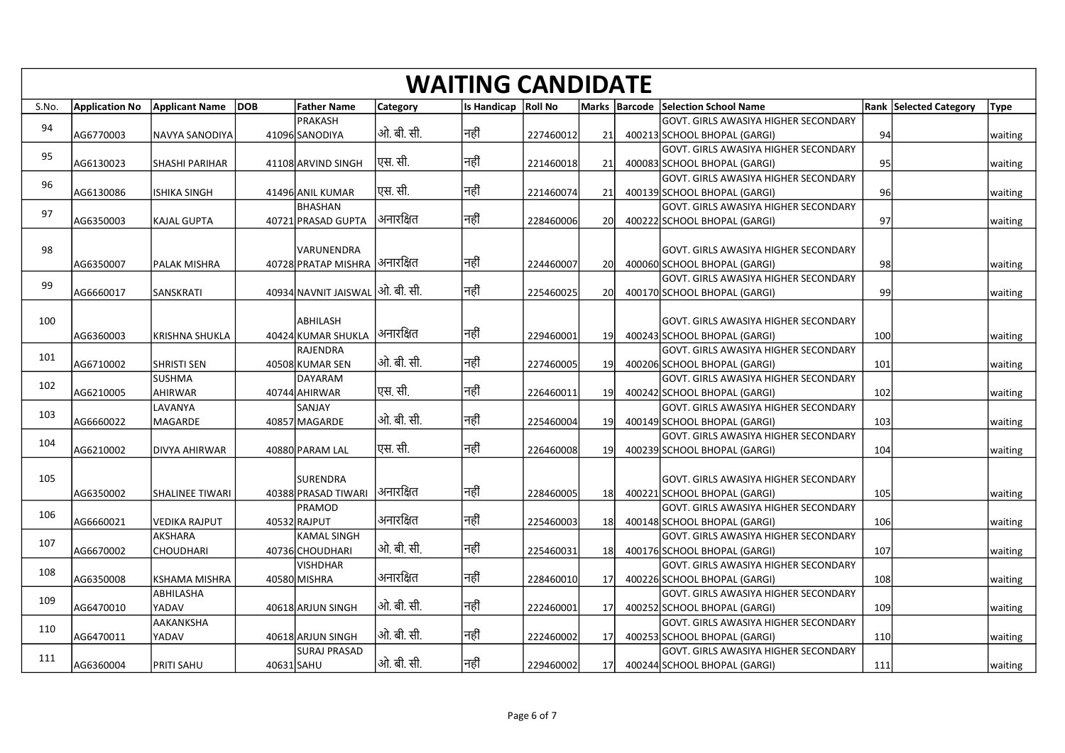# WAITING CANDIDATE

| S.No. | Application No | Applicant Name | DOB | Father Name | Category | Is Handicap | Roll No | Marks | Barcode | Selection School Name | Rank | Selected Category | Type |
|---|---|---|---|---|---|---|---|---|---|---|---|---|---|
| 94 | AG6770003 | NAVYA SANODIYA | 41096 | PRAKASH SANODIYA | ओ. बी. सी. | नहीं | 227460012 | 21 | 400213 | GOVT. GIRLS AWASIYA HIGHER SECONDARY SCHOOL BHOPAL (GARGI) | 94 | | waiting |
| 95 | AG6130023 | SHASHI PARIHAR | 41108 | ARVIND SINGH | एस. सी. | नहीं | 221460018 | 21 | 400083 | GOVT. GIRLS AWASIYA HIGHER SECONDARY SCHOOL BHOPAL (GARGI) | 95 | | waiting |
| 96 | AG6130086 | ISHIKA SINGH | 41496 | ANIL KUMAR | एस. सी. | नहीं | 221460074 | 21 | 400139 | GOVT. GIRLS AWASIYA HIGHER SECONDARY SCHOOL BHOPAL (GARGI) | 96 | | waiting |
| 97 | AG6350003 | KAJAL GUPTA | 40721 | BHASHAN PRASAD GUPTA | अनारक्षित | नहीं | 228460006 | 20 | 400222 | GOVT. GIRLS AWASIYA HIGHER SECONDARY SCHOOL BHOPAL (GARGI) | 97 | | waiting |
| 98 | AG6350007 | PALAK MISHRA | 40728 | VARUNENDRA PRATAP MISHRA | अनारक्षित | नहीं | 224460007 | 20 | 400060 | GOVT. GIRLS AWASIYA HIGHER SECONDARY SCHOOL BHOPAL (GARGI) | 98 | | waiting |
| 99 | AG6660017 | SANSKRATI | 40934 | NAVNIT JAISWAL | ओ. बी. सी. | नहीं | 225460025 | 20 | 400170 | GOVT. GIRLS AWASIYA HIGHER SECONDARY SCHOOL BHOPAL (GARGI) | 99 | | waiting |
| 100 | AG6360003 | KRISHNA SHUKLA | 40424 | ABHILASH KUMAR SHUKLA | अनारक्षित | नहीं | 229460001 | 19 | 400243 | GOVT. GIRLS AWASIYA HIGHER SECONDARY SCHOOL BHOPAL (GARGI) | 100 | | waiting |
| 101 | AG6710002 | SHRISTI SEN | 40508 | RAJENDRA KUMAR SEN | ओ. बी. सी. | नहीं | 227460005 | 19 | 400206 | GOVT. GIRLS AWASIYA HIGHER SECONDARY SCHOOL BHOPAL (GARGI) | 101 | | waiting |
| 102 | AG6210005 | SUSHMA AHIRWAR | 40744 | DAYARAM AHIRWAR | एस. सी. | नहीं | 226460011 | 19 | 400242 | GOVT. GIRLS AWASIYA HIGHER SECONDARY SCHOOL BHOPAL (GARGI) | 102 | | waiting |
| 103 | AG6660022 | LAVANYA MAGARDE | 40857 | SANJAY MAGARDE | ओ. बी. सी. | नहीं | 225460004 | 19 | 400149 | GOVT. GIRLS AWASIYA HIGHER SECONDARY SCHOOL BHOPAL (GARGI) | 103 | | waiting |
| 104 | AG6210002 | DIVYA AHIRWAR | 40880 | PARAM LAL | एस. सी. | नहीं | 226460008 | 19 | 400239 | GOVT. GIRLS AWASIYA HIGHER SECONDARY SCHOOL BHOPAL (GARGI) | 104 | | waiting |
| 105 | AG6350002 | SHALINEE TIWARI | 40388 | SURENDRA PRASAD TIWARI | अनारक्षित | नहीं | 228460005 | 18 | 400221 | GOVT. GIRLS AWASIYA HIGHER SECONDARY SCHOOL BHOPAL (GARGI) | 105 | | waiting |
| 106 | AG6660021 | VEDIKA RAJPUT | 40532 | PRAMOD RAJPUT | अनारक्षित | नहीं | 225460003 | 18 | 400148 | GOVT. GIRLS AWASIYA HIGHER SECONDARY SCHOOL BHOPAL (GARGI) | 106 | | waiting |
| 107 | AG6670002 | AKSHARA CHOUDHARI | 40736 | KAMAL SINGH CHOUDHARI | ओ. बी. सी. | नहीं | 225460031 | 18 | 400176 | GOVT. GIRLS AWASIYA HIGHER SECONDARY SCHOOL BHOPAL (GARGI) | 107 | | waiting |
| 108 | AG6350008 | KSHAMA MISHRA | 40580 | VISHDHAR MISHRA | अनारक्षित | नहीं | 228460010 | 17 | 400226 | GOVT. GIRLS AWASIYA HIGHER SECONDARY SCHOOL BHOPAL (GARGI) | 108 | | waiting |
| 109 | AG6470010 | ABHILASHA YADAV | 40618 | ARJUN SINGH | ओ. बी. सी. | नहीं | 222460001 | 17 | 400252 | GOVT. GIRLS AWASIYA HIGHER SECONDARY SCHOOL BHOPAL (GARGI) | 109 | | waiting |
| 110 | AG6470011 | AAKANKSHA YADAV | 40618 | ARJUN SINGH | ओ. बी. सी. | नहीं | 222460002 | 17 | 400253 | GOVT. GIRLS AWASIYA HIGHER SECONDARY SCHOOL BHOPAL (GARGI) | 110 | | waiting |
| 111 | AG6360004 | PRITI SAHU | 40631 | SURAJ PRASAD SAHU | ओ. बी. सी. | नहीं | 229460002 | 17 | 400244 | GOVT. GIRLS AWASIYA HIGHER SECONDARY SCHOOL BHOPAL (GARGI) | 111 | | waiting |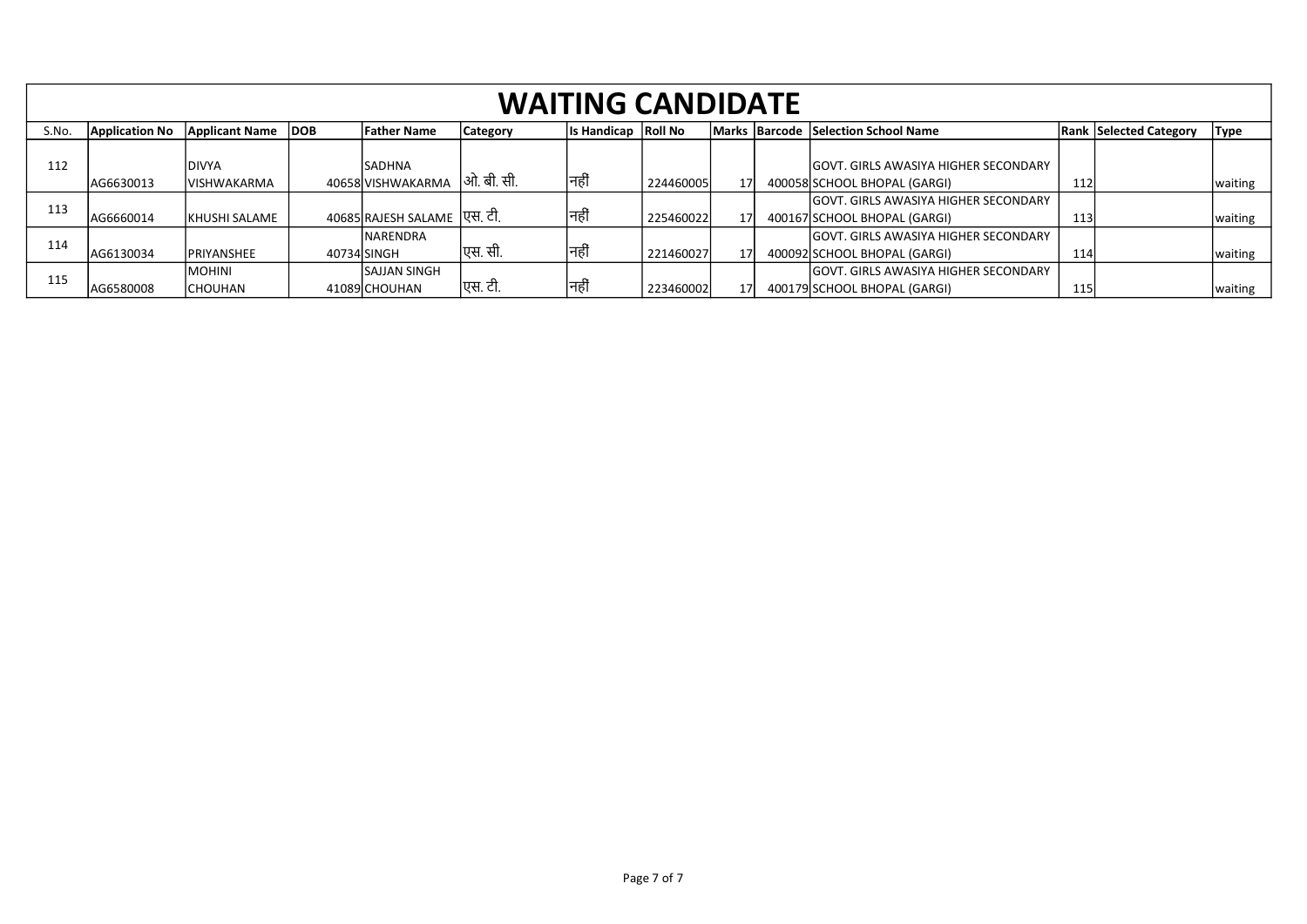# WAITING CANDIDATE

| S.No. | Application No | Applicant Name | DOB | Father Name | Category | Is Handicap | Roll No | Marks | Barcode | Selection School Name | Rank | Selected Category | Type |
|---|---|---|---|---|---|---|---|---|---|---|---|---|---|
| 112 | AG6630013 | DIVYA VISHWAKARMA | 40658 | SADHNA VISHWAKARMA | ओ. बी. सी. | नहीं | 224460005 | 17 | 400058 | GOVT. GIRLS AWASIYA HIGHER SECONDARY SCHOOL BHOPAL (GARGI) | 112 | | waiting |
| 113 | AG6660014 | KHUSHI SALAME | 40685 | RAJESH SALAME | एस. टी. | नहीं | 225460022 | 17 | 400167 | GOVT. GIRLS AWASIYA HIGHER SECONDARY SCHOOL BHOPAL (GARGI) | 113 | | waiting |
| 114 | AG6130034 | PRIYANSHEE | 40734 | NARENDRA SINGH | एस. सी. | नहीं | 221460027 | 17 | 400092 | GOVT. GIRLS AWASIYA HIGHER SECONDARY SCHOOL BHOPAL (GARGI) | 114 | | waiting |
| 115 | AG6580008 | MOHINI CHOUHAN | 41089 | SAJJAN SINGH CHOUHAN | एस. टी. | नहीं | 223460002 | 17 | 400179 | GOVT. GIRLS AWASIYA HIGHER SECONDARY SCHOOL BHOPAL (GARGI) | 115 | | waiting |